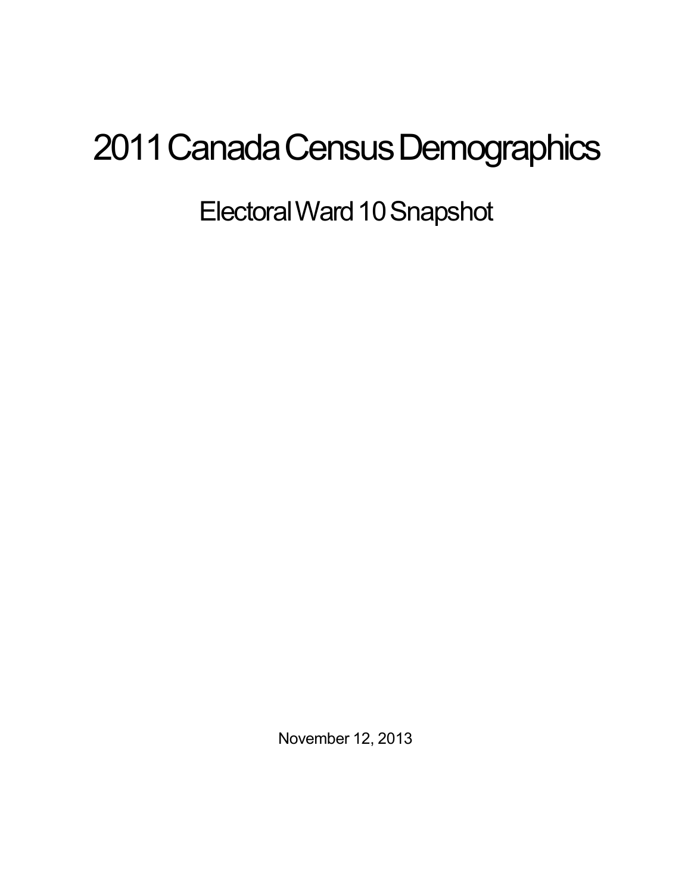# 2011 Canada Census Demographics

## Electoral Ward 10 Snapshot

November 12, 2013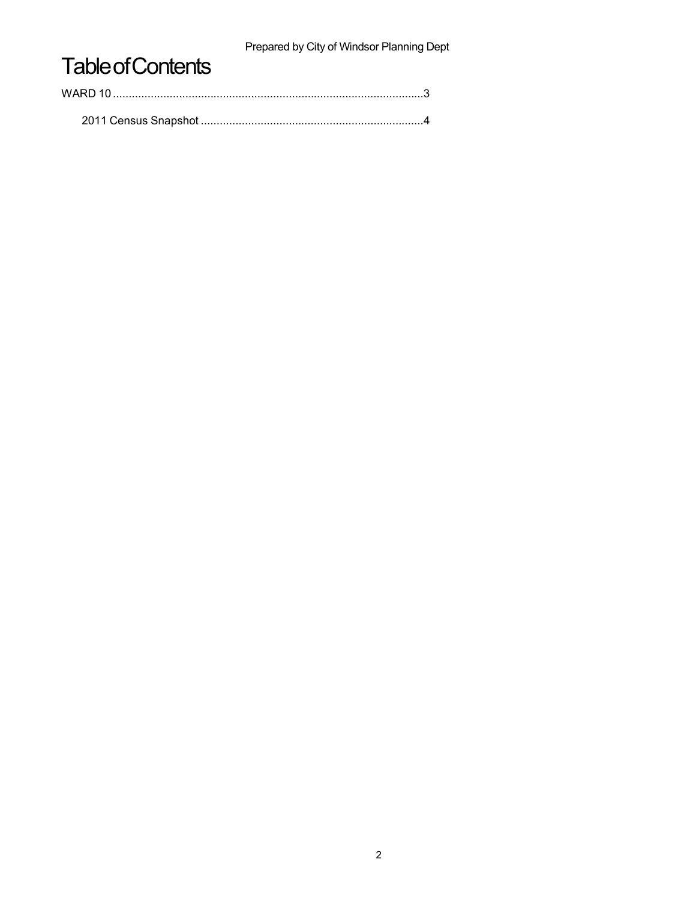# Table of Contents

WARD 10 ...................................................................................................3

  2011 Census Snapshot ......................................................................4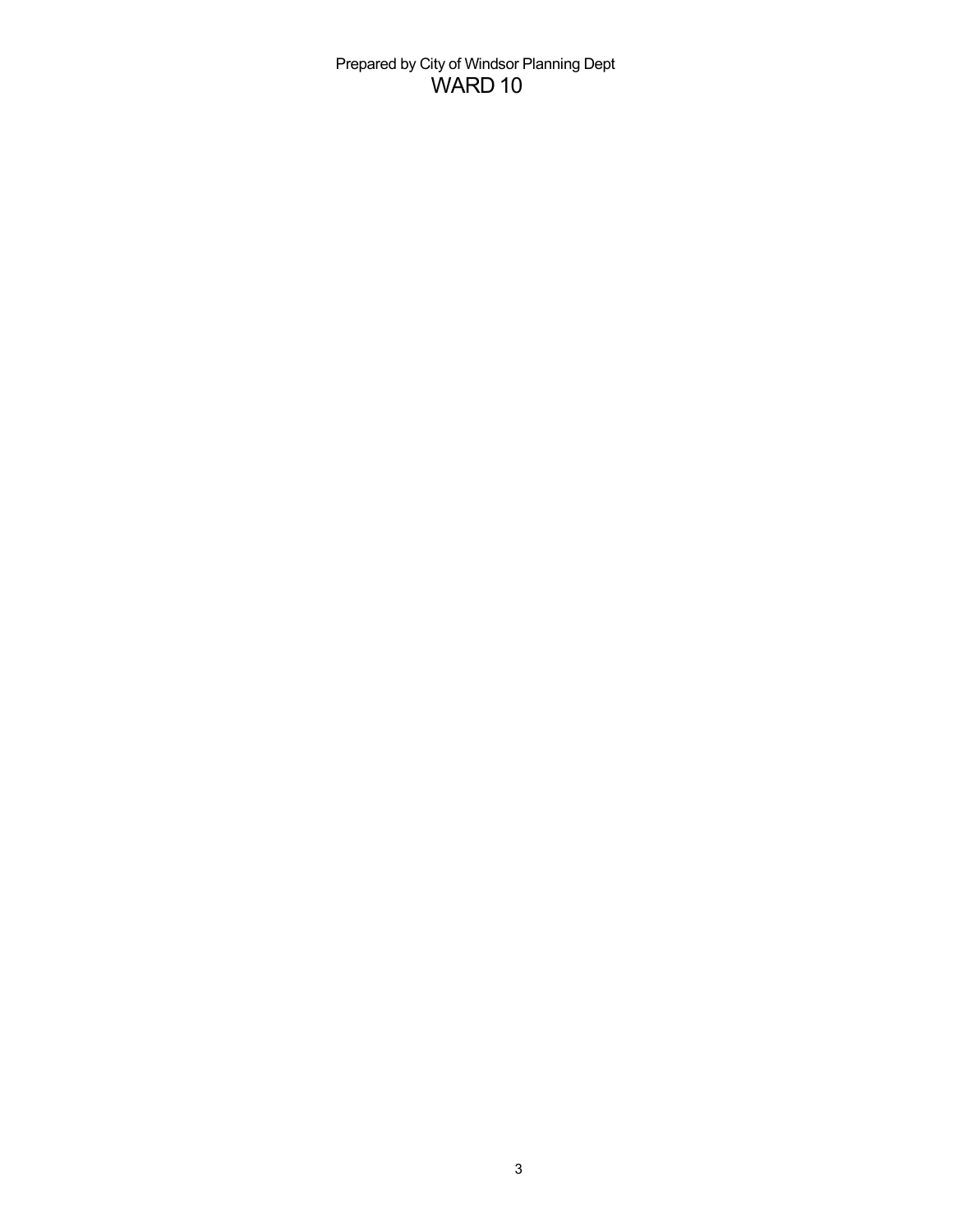Prepared by City of Windsor Planning Dept

# WARD 10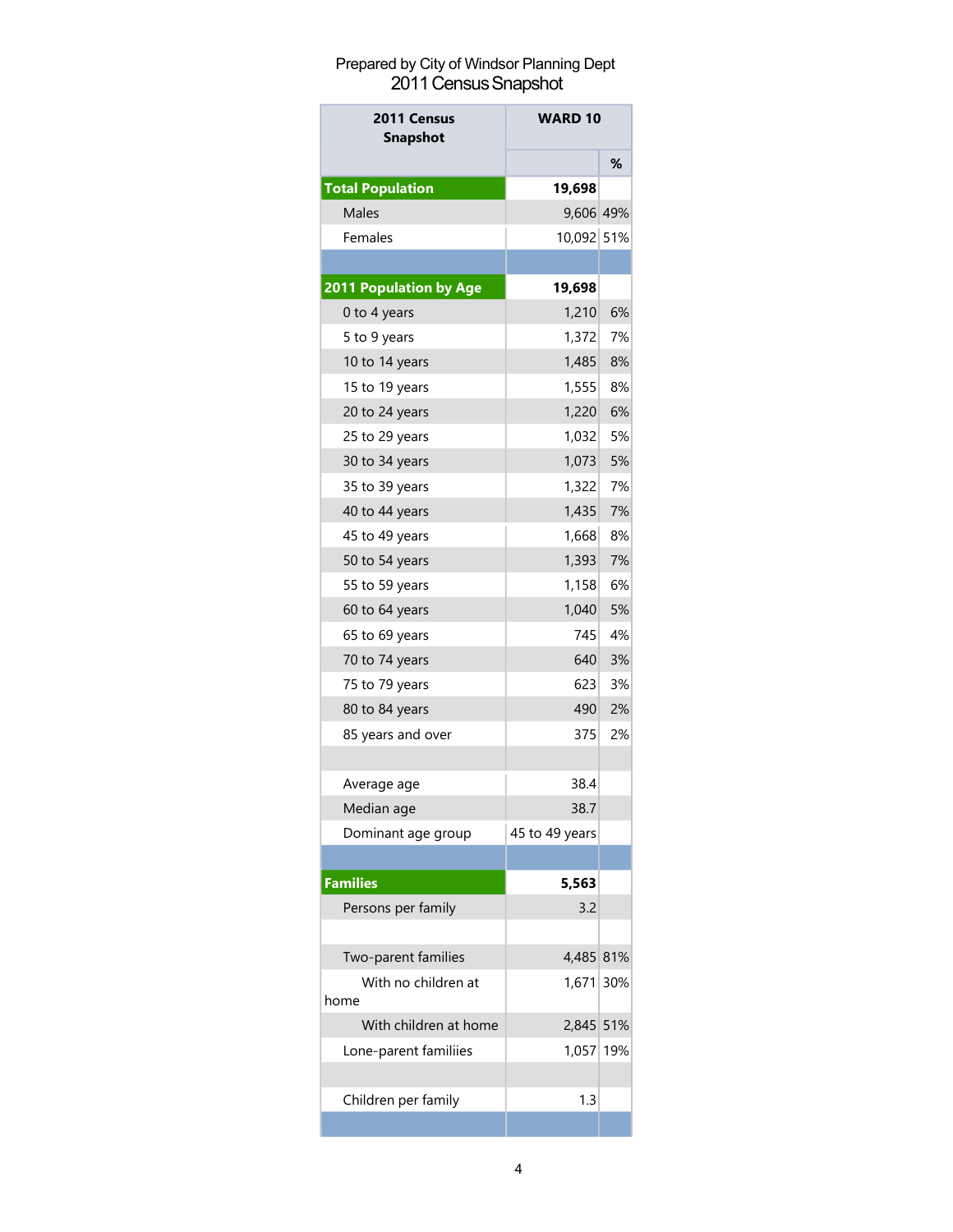Prepared by City of Windsor Planning Dept

## 2011 Census Snapshot

| 2011 Census Snapshot | WARD 10 | |
|---|---|---|
| | | % |
| **Total Population** | **19,698** | |
| Males | 9,606 | 49% |
| Females | 10,092 | 51% |
| | | |
| **2011 Population by Age** | **19,698** | |
| 0 to 4 years | 1,210 | 6% |
| 5 to 9 years | 1,372 | 7% |
| 10 to 14 years | 1,485 | 8% |
| 15 to 19 years | 1,555 | 8% |
| 20 to 24 years | 1,220 | 6% |
| 25 to 29 years | 1,032 | 5% |
| 30 to 34 years | 1,073 | 5% |
| 35 to 39 years | 1,322 | 7% |
| 40 to 44 years | 1,435 | 7% |
| 45 to 49 years | 1,668 | 8% |
| 50 to 54 years | 1,393 | 7% |
| 55 to 59 years | 1,158 | 6% |
| 60 to 64 years | 1,040 | 5% |
| 65 to 69 years | 745 | 4% |
| 70 to 74 years | 640 | 3% |
| 75 to 79 years | 623 | 3% |
| 80 to 84 years | 490 | 2% |
| 85 years and over | 375 | 2% |
| | | |
| Average age | 38.4 | |
| Median age | 38.7 | |
| Dominant age group | 45 to 49 years | |
| | | |
| **Families** | **5,563** | |
| Persons per family | 3.2 | |
| | | |
| Two-parent families | 4,485 | 81% |
| With no children at home | 1,671 | 30% |
| With children at home | 2,845 | 51% |
| Lone-parent familiies | 1,057 | 19% |
| | | |
| Children per family | 1.3 | |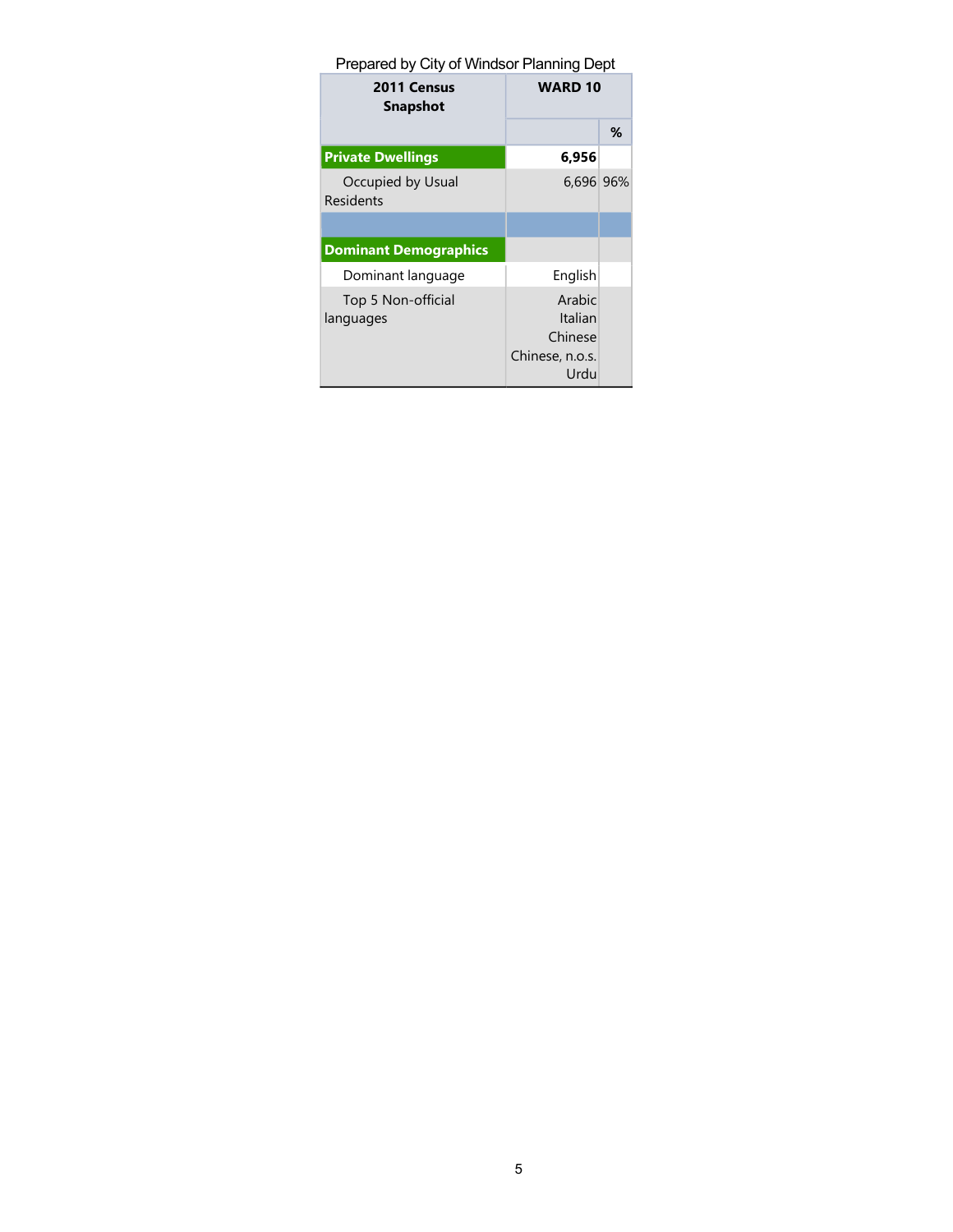Prepared by City of Windsor Planning Dept

| 2011 Census Snapshot | WARD 10 | |
|---|---|---|
| | | % |
| **Private Dwellings** | **6,956** | |
| Occupied by Usual Residents | 6,696 | 96% |
| | | |
| **Dominant Demographics** | | |
| Dominant language | English | |
| Top 5 Non-official languages | Arabic<br>Italian<br>Chinese<br>Chinese, n.o.s.<br>Urdu | |